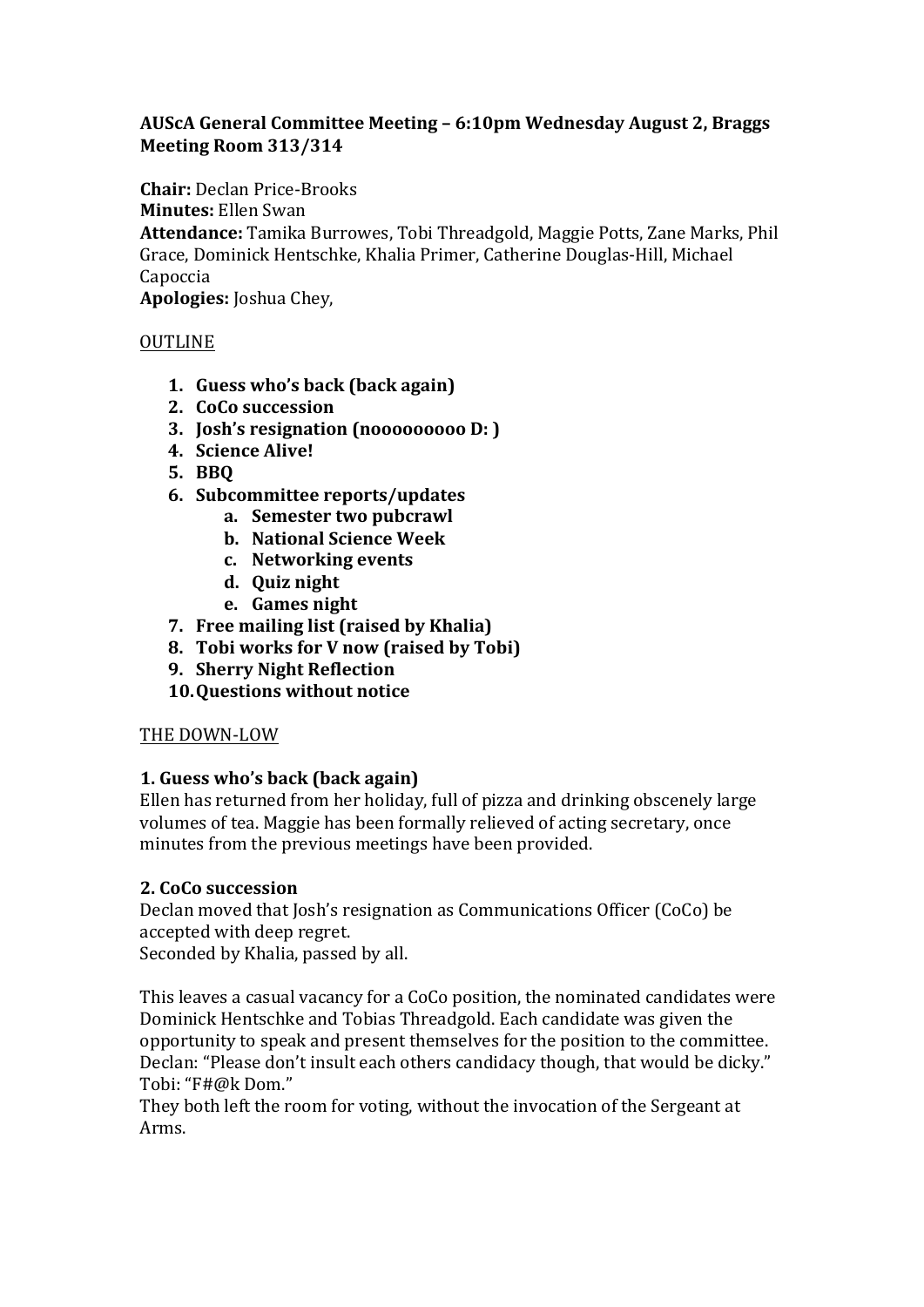**AUScA General Committee Meeting – 6:10pm Wednesday August 2, Braggs Meeting Room 313/314**

**Chair:** Declan Price-Brooks
**Minutes:** Ellen Swan
**Attendance:** Tamika Burrowes, Tobi Threadgold, Maggie Potts, Zane Marks, Phil Grace, Dominick Hentschke, Khalia Primer, Catherine Douglas-Hill, Michael Capoccia
**Apologies:** Joshua Chey,

OUTLINE

1. **Guess who's back (back again)**
2. **CoCo succession**
3. **Josh's resignation (nooooooooo D: )**
4. **Science Alive!**
5. **BBQ**
6. **Subcommittee reports/updates**
    a. **Semester two pubcrawl**
    b. **National Science Week**
    c. **Networking events**
    d. **Quiz night**
    e. **Games night**
7. **Free mailing list (raised by Khalia)**
8. **Tobi works for V now (raised by Tobi)**
9. **Sherry Night Reflection**
10. **Questions without notice**

THE DOWN-LOW

### 1. Guess who's back (back again)

Ellen has returned from her holiday, full of pizza and drinking obscenely large volumes of tea. Maggie has been formally relieved of acting secretary, once minutes from the previous meetings have been provided.

### 2. CoCo succession

Declan moved that Josh's resignation as Communications Officer (CoCo) be accepted with deep regret.
Seconded by Khalia, passed by all.

This leaves a casual vacancy for a CoCo position, the nominated candidates were Dominick Hentschke and Tobias Threadgold. Each candidate was given the opportunity to speak and present themselves for the position to the committee.
Declan: "Please don't insult each others candidacy though, that would be dicky."
Tobi: "F#@k Dom."
They both left the room for voting, without the invocation of the Sergeant at Arms.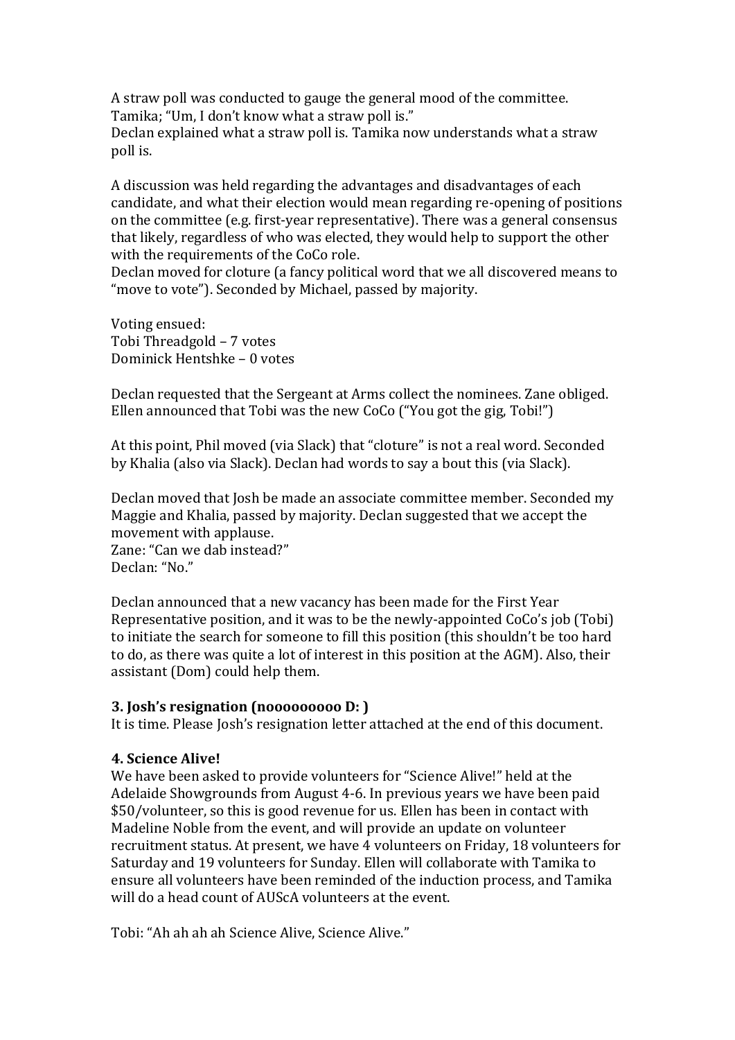A straw poll was conducted to gauge the general mood of the committee.
Tamika; "Um, I don't know what a straw poll is."
Declan explained what a straw poll is. Tamika now understands what a straw poll is.

A discussion was held regarding the advantages and disadvantages of each candidate, and what their election would mean regarding re-opening of positions on the committee (e.g. first-year representative). There was a general consensus that likely, regardless of who was elected, they would help to support the other with the requirements of the CoCo role.
Declan moved for cloture (a fancy political word that we all discovered means to "move to vote"). Seconded by Michael, passed by majority.

Voting ensued:
Tobi Threadgold – 7 votes
Dominick Hentshke – 0 votes

Declan requested that the Sergeant at Arms collect the nominees. Zane obliged. Ellen announced that Tobi was the new CoCo ("You got the gig, Tobi!")

At this point, Phil moved (via Slack) that "cloture" is not a real word. Seconded by Khalia (also via Slack). Declan had words to say a bout this (via Slack).

Declan moved that Josh be made an associate committee member. Seconded my Maggie and Khalia, passed by majority. Declan suggested that we accept the movement with applause.
Zane: "Can we dab instead?"
Declan: "No."

Declan announced that a new vacancy has been made for the First Year Representative position, and it was to be the newly-appointed CoCo's job (Tobi) to initiate the search for someone to fill this position (this shouldn't be too hard to do, as there was quite a lot of interest in this position at the AGM). Also, their assistant (Dom) could help them.

### 3. Josh's resignation (noooooooooo D: )

It is time. Please Josh's resignation letter attached at the end of this document.

### 4. Science Alive!

We have been asked to provide volunteers for "Science Alive!" held at the Adelaide Showgrounds from August 4-6. In previous years we have been paid $50/volunteer, so this is good revenue for us. Ellen has been in contact with Madeline Noble from the event, and will provide an update on volunteer recruitment status. At present, we have 4 volunteers on Friday, 18 volunteers for Saturday and 19 volunteers for Sunday. Ellen will collaborate with Tamika to ensure all volunteers have been reminded of the induction process, and Tamika will do a head count of AUScA volunteers at the event.

Tobi: "Ah ah ah ah Science Alive, Science Alive."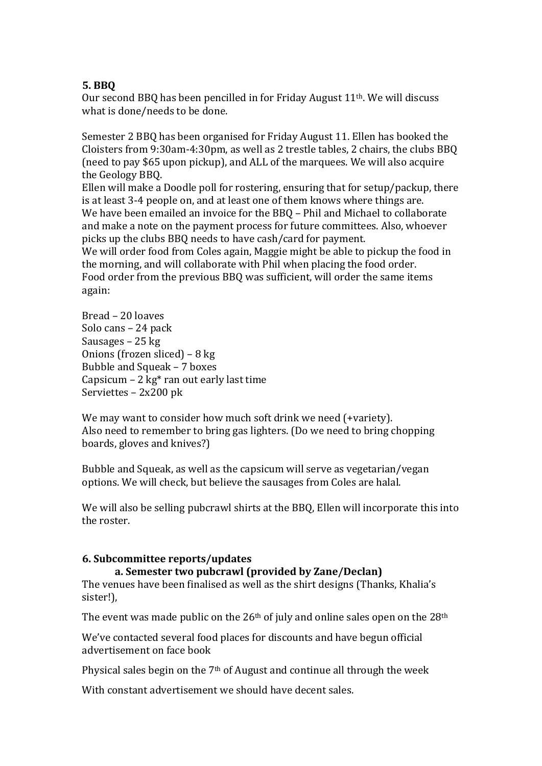## 5. BBQ

Our second BBQ has been pencilled in for Friday August 11th. We will discuss what is done/needs to be done.

Semester 2 BBQ has been organised for Friday August 11. Ellen has booked the Cloisters from 9:30am-4:30pm, as well as 2 trestle tables, 2 chairs, the clubs BBQ (need to pay $65 upon pickup), and ALL of the marquees. We will also acquire the Geology BBQ.
Ellen will make a Doodle poll for rostering, ensuring that for setup/packup, there is at least 3-4 people on, and at least one of them knows where things are.
We have been emailed an invoice for the BBQ – Phil and Michael to collaborate and make a note on the payment process for future committees. Also, whoever picks up the clubs BBQ needs to have cash/card for payment.
We will order food from Coles again, Maggie might be able to pickup the food in the morning, and will collaborate with Phil when placing the food order.
Food order from the previous BBQ was sufficient, will order the same items again:

Bread – 20 loaves
Solo cans – 24 pack
Sausages – 25 kg
Onions (frozen sliced) – 8 kg
Bubble and Squeak – 7 boxes
Capsicum – 2 kg* ran out early last time
Serviettes – 2x200 pk

We may want to consider how much soft drink we need (+variety).
Also need to remember to bring gas lighters. (Do we need to bring chopping boards, gloves and knives?)

Bubble and Squeak, as well as the capsicum will serve as vegetarian/vegan options. We will check, but believe the sausages from Coles are halal.

We will also be selling pubcrawl shirts at the BBQ, Ellen will incorporate this into the roster.

## 6. Subcommittee reports/updates

### a. Semester two pubcrawl (provided by Zane/Declan)

The venues have been finalised as well as the shirt designs (Thanks, Khalia's sister!),

The event was made public on the 26th of july and online sales open on the 28th

We've contacted several food places for discounts and have begun official advertisement on face book

Physical sales begin on the 7th of August and continue all through the week

With constant advertisement we should have decent sales.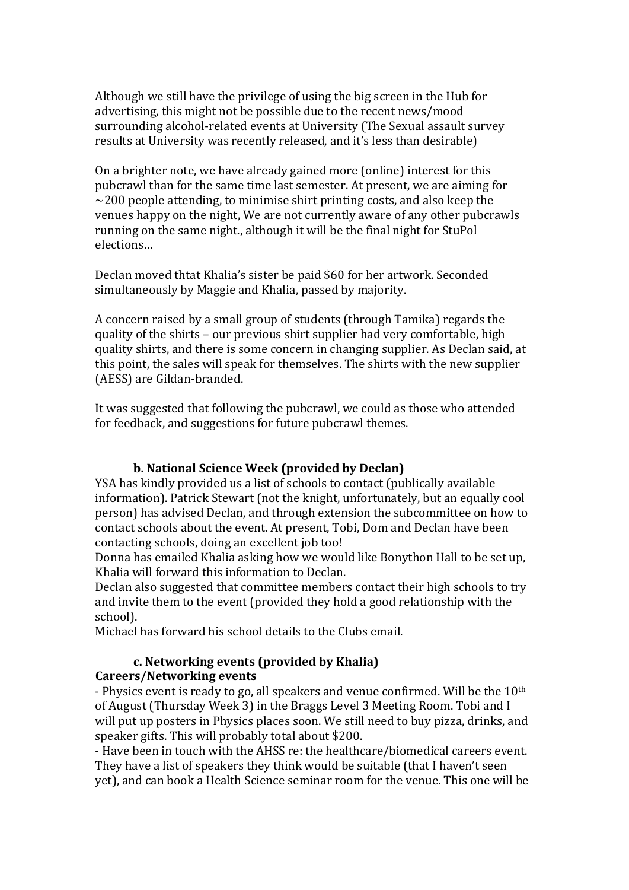Although we still have the privilege of using the big screen in the Hub for advertising, this might not be possible due to the recent news/mood surrounding alcohol-related events at University (The Sexual assault survey results at University was recently released, and it's less than desirable)

On a brighter note, we have already gained more (online) interest for this pubcrawl than for the same time last semester. At present, we are aiming for ~200 people attending, to minimise shirt printing costs, and also keep the venues happy on the night, We are not currently aware of any other pubcrawls running on the same night., although it will be the final night for StuPol elections…

Declan moved thtat Khalia's sister be paid $60 for her artwork. Seconded simultaneously by Maggie and Khalia, passed by majority.

A concern raised by a small group of students (through Tamika) regards the quality of the shirts – our previous shirt supplier had very comfortable, high quality shirts, and there is some concern in changing supplier. As Declan said, at this point, the sales will speak for themselves. The shirts with the new supplier (AESS) are Gildan-branded.

It was suggested that following the pubcrawl, we could as those who attended for feedback, and suggestions for future pubcrawl themes.

### b. National Science Week (provided by Declan)

YSA has kindly provided us a list of schools to contact (publically available information). Patrick Stewart (not the knight, unfortunately, but an equally cool person) has advised Declan, and through extension the subcommittee on how to contact schools about the event. At present, Tobi, Dom and Declan have been contacting schools, doing an excellent job too!
Donna has emailed Khalia asking how we would like Bonython Hall to be set up, Khalia will forward this information to Declan.
Declan also suggested that committee members contact their high schools to try and invite them to the event (provided they hold a good relationship with the school).
Michael has forward his school details to the Clubs email.

### c. Networking events (provided by Khalia)

**Careers/Networking events**

- Physics event is ready to go, all speakers and venue confirmed. Will be the 10th of August (Thursday Week 3) in the Braggs Level 3 Meeting Room. Tobi and I will put up posters in Physics places soon. We still need to buy pizza, drinks, and speaker gifts. This will probably total about $200.
- Have been in touch with the AHSS re: the healthcare/biomedical careers event. They have a list of speakers they think would be suitable (that I haven't seen yet), and can book a Health Science seminar room for the venue. This one will be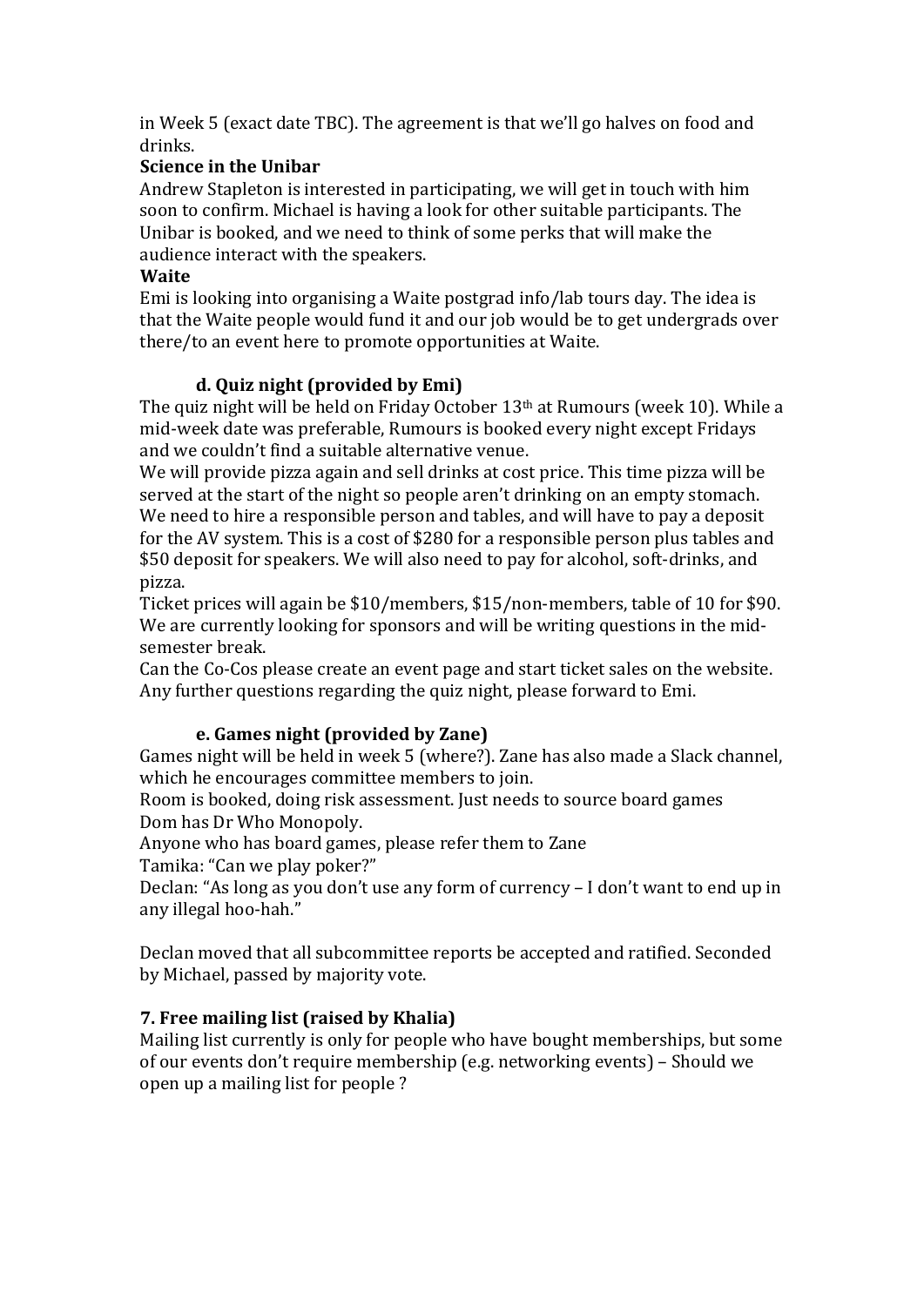in Week 5 (exact date TBC). The agreement is that we'll go halves on food and drinks.

**Science in the Unibar**

Andrew Stapleton is interested in participating, we will get in touch with him soon to confirm. Michael is having a look for other suitable participants. The Unibar is booked, and we need to think of some perks that will make the audience interact with the speakers.

**Waite**

Emi is looking into organising a Waite postgrad info/lab tours day. The idea is that the Waite people would fund it and our job would be to get undergrads over there/to an event here to promote opportunities at Waite.

### d. Quiz night (provided by Emi)

The quiz night will be held on Friday October 13th at Rumours (week 10). While a mid-week date was preferable, Rumours is booked every night except Fridays and we couldn't find a suitable alternative venue.

We will provide pizza again and sell drinks at cost price. This time pizza will be served at the start of the night so people aren't drinking on an empty stomach.

We need to hire a responsible person and tables, and will have to pay a deposit for the AV system. This is a cost of $280 for a responsible person plus tables and $50 deposit for speakers. We will also need to pay for alcohol, soft-drinks, and pizza.

Ticket prices will again be $10/members, $15/non-members, table of 10 for $90. We are currently looking for sponsors and will be writing questions in the mid-semester break.

Can the Co-Cos please create an event page and start ticket sales on the website. Any further questions regarding the quiz night, please forward to Emi.

### e. Games night (provided by Zane)

Games night will be held in week 5 (where?). Zane has also made a Slack channel, which he encourages committee members to join.

Room is booked, doing risk assessment. Just needs to source board games

Dom has Dr Who Monopoly.

Anyone who has board games, please refer them to Zane

Tamika: "Can we play poker?"

Declan: "As long as you don't use any form of currency – I don't want to end up in any illegal hoo-hah."

Declan moved that all subcommittee reports be accepted and ratified. Seconded by Michael, passed by majority vote.

## 7. Free mailing list (raised by Khalia)

Mailing list currently is only for people who have bought memberships, but some of our events don't require membership (e.g. networking events) – Should we open up a mailing list for people ?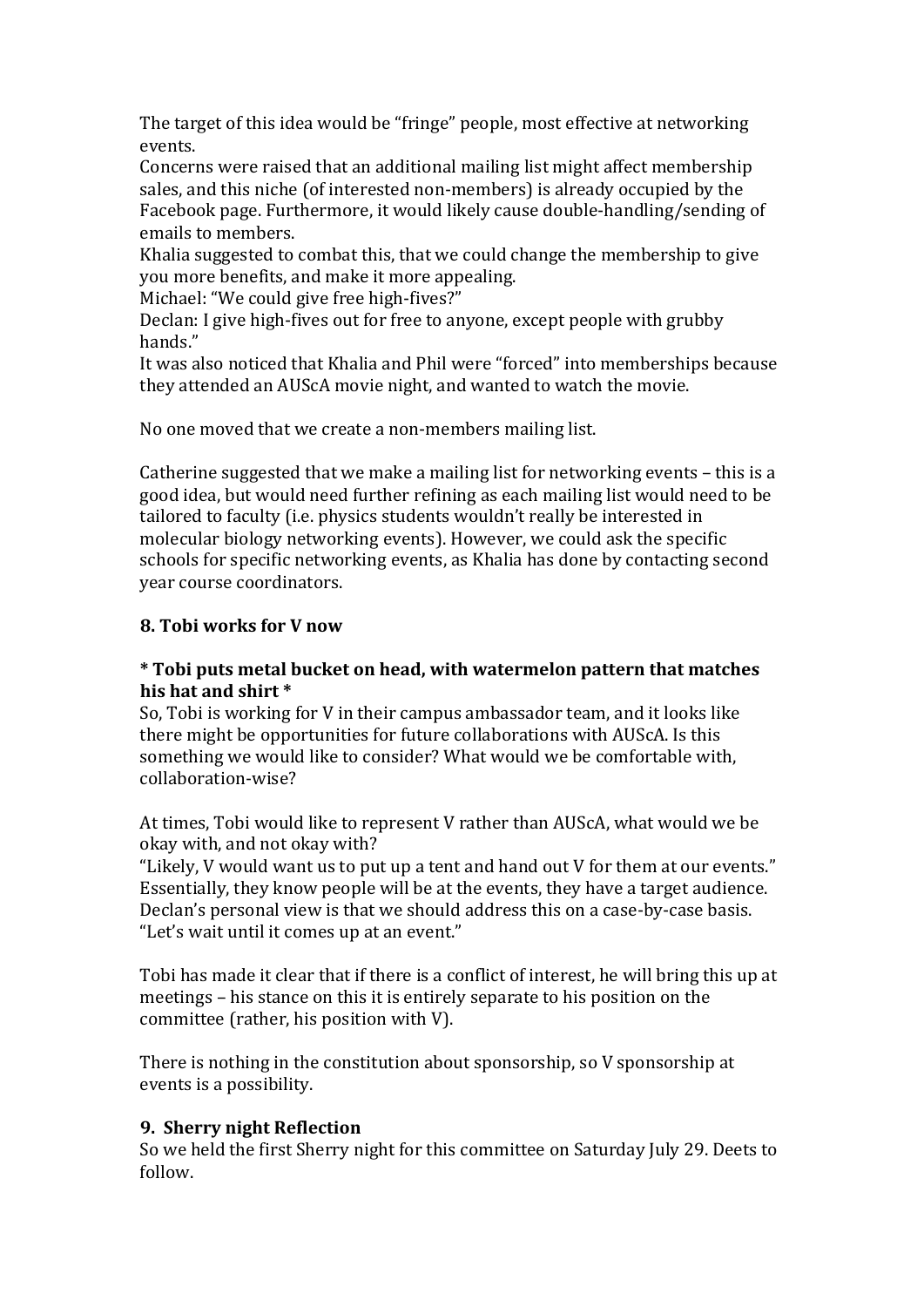The target of this idea would be "fringe" people, most effective at networking events.
Concerns were raised that an additional mailing list might affect membership sales, and this niche (of interested non-members) is already occupied by the Facebook page. Furthermore, it would likely cause double-handling/sending of emails to members.
Khalia suggested to combat this, that we could change the membership to give you more benefits, and make it more appealing.
Michael: "We could give free high-fives?"
Declan: I give high-fives out for free to anyone, except people with grubby hands."
It was also noticed that Khalia and Phil were "forced" into memberships because they attended an AUScA movie night, and wanted to watch the movie.

No one moved that we create a non-members mailing list.

Catherine suggested that we make a mailing list for networking events – this is a good idea, but would need further refining as each mailing list would need to be tailored to faculty (i.e. physics students wouldn't really be interested in molecular biology networking events). However, we could ask the specific schools for specific networking events, as Khalia has done by contacting second year course coordinators.

### 8. Tobi works for V now

**\* Tobi puts metal bucket on head, with watermelon pattern that matches his hat and shirt \***

So, Tobi is working for V in their campus ambassador team, and it looks like there might be opportunities for future collaborations with AUScA. Is this something we would like to consider? What would we be comfortable with, collaboration-wise?

At times, Tobi would like to represent V rather than AUScA, what would we be okay with, and not okay with?
"Likely, V would want us to put up a tent and hand out V for them at our events." Essentially, they know people will be at the events, they have a target audience.
Declan's personal view is that we should address this on a case-by-case basis. "Let's wait until it comes up at an event."

Tobi has made it clear that if there is a conflict of interest, he will bring this up at meetings – his stance on this it is entirely separate to his position on the committee (rather, his position with V).

There is nothing in the constitution about sponsorship, so V sponsorship at events is a possibility.

### 9. Sherry night Reflection

So we held the first Sherry night for this committee on Saturday July 29. Deets to follow.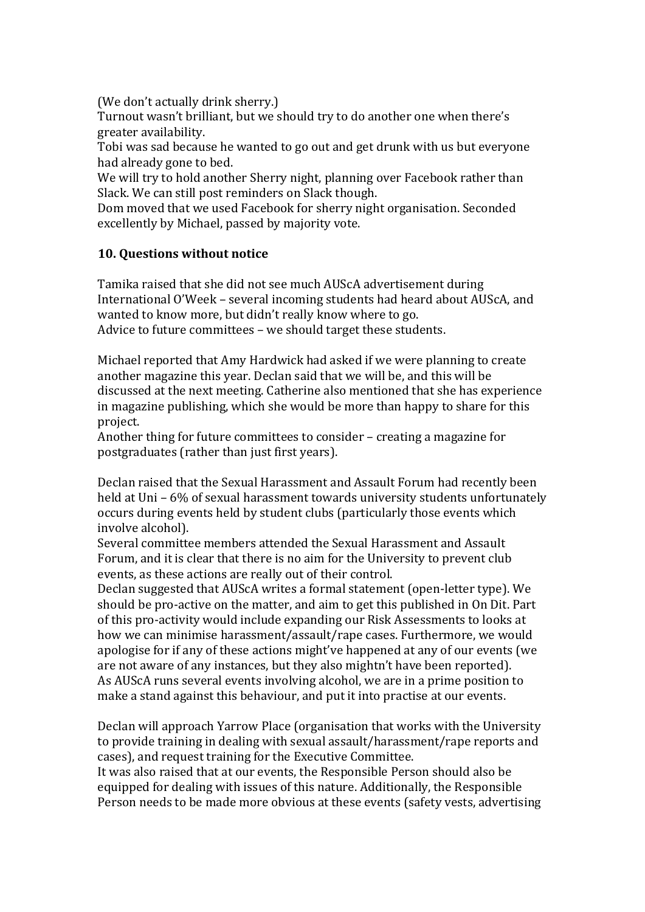(We don't actually drink sherry.)
Turnout wasn't brilliant, but we should try to do another one when there's greater availability.
Tobi was sad because he wanted to go out and get drunk with us but everyone had already gone to bed.
We will try to hold another Sherry night, planning over Facebook rather than Slack. We can still post reminders on Slack though.
Dom moved that we used Facebook for sherry night organisation. Seconded excellently by Michael, passed by majority vote.

**10. Questions without notice**

Tamika raised that she did not see much AUScA advertisement during International O'Week – several incoming students had heard about AUScA, and wanted to know more, but didn't really know where to go.
Advice to future committees – we should target these students.

Michael reported that Amy Hardwick had asked if we were planning to create another magazine this year. Declan said that we will be, and this will be discussed at the next meeting. Catherine also mentioned that she has experience in magazine publishing, which she would be more than happy to share for this project.
Another thing for future committees to consider – creating a magazine for postgraduates (rather than just first years).

Declan raised that the Sexual Harassment and Assault Forum had recently been held at Uni – 6% of sexual harassment towards university students unfortunately occurs during events held by student clubs (particularly those events which involve alcohol).
Several committee members attended the Sexual Harassment and Assault Forum, and it is clear that there is no aim for the University to prevent club events, as these actions are really out of their control.
Declan suggested that AUScA writes a formal statement (open-letter type). We should be pro-active on the matter, and aim to get this published in On Dit. Part of this pro-activity would include expanding our Risk Assessments to looks at how we can minimise harassment/assault/rape cases. Furthermore, we would apologise for if any of these actions might've happened at any of our events (we are not aware of any instances, but they also mightn't have been reported).
As AUScA runs several events involving alcohol, we are in a prime position to make a stand against this behaviour, and put it into practise at our events.

Declan will approach Yarrow Place (organisation that works with the University to provide training in dealing with sexual assault/harassment/rape reports and cases), and request training for the Executive Committee.
It was also raised that at our events, the Responsible Person should also be equipped for dealing with issues of this nature. Additionally, the Responsible Person needs to be made more obvious at these events (safety vests, advertising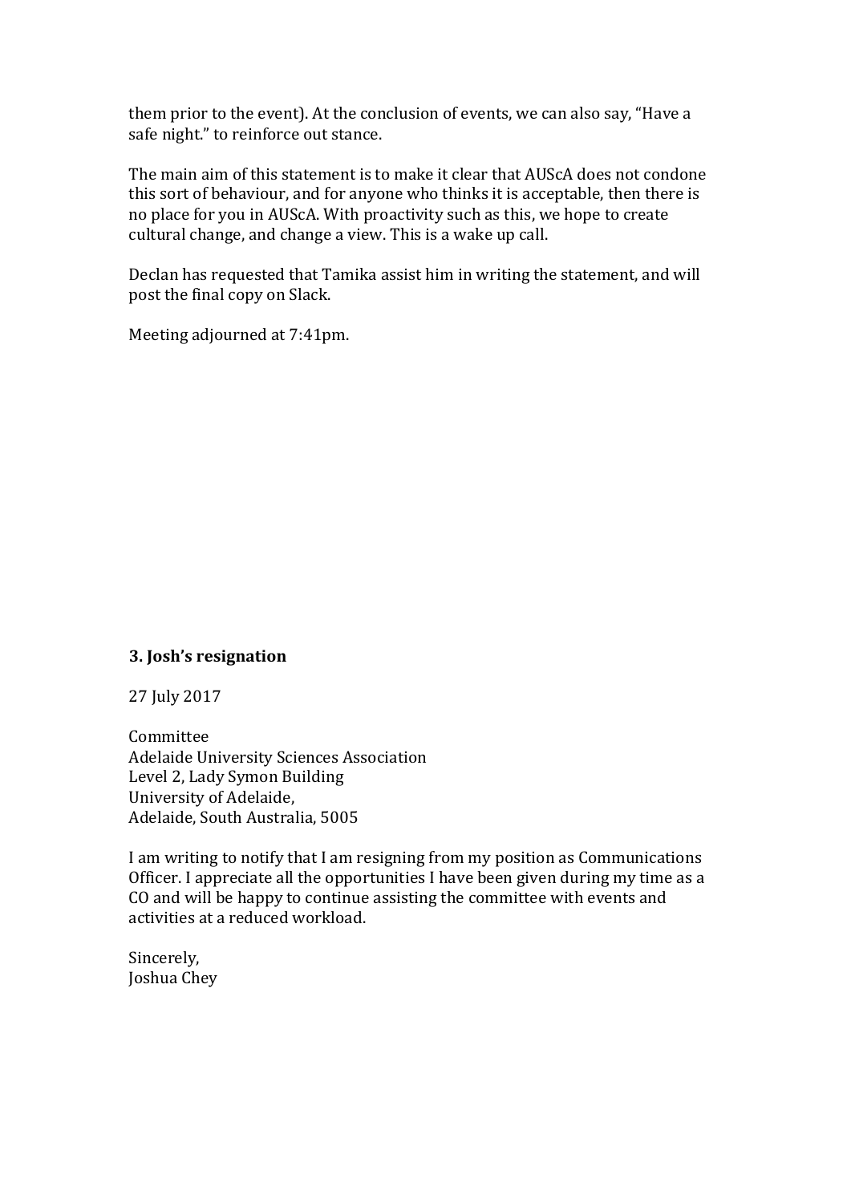them prior to the event). At the conclusion of events, we can also say, “Have a safe night.” to reinforce out stance.

The main aim of this statement is to make it clear that AUScA does not condone this sort of behaviour, and for anyone who thinks it is acceptable, then there is no place for you in AUScA. With proactivity such as this, we hope to create cultural change, and change a view. This is a wake up call.

Declan has requested that Tamika assist him in writing the statement, and will post the final copy on Slack.

Meeting adjourned at 7:41pm.

### 3. Josh’s resignation

27 July 2017

Committee
Adelaide University Sciences Association
Level 2, Lady Symon Building
University of Adelaide,
Adelaide, South Australia, 5005

I am writing to notify that I am resigning from my position as Communications Officer. I appreciate all the opportunities I have been given during my time as a CO and will be happy to continue assisting the committee with events and activities at a reduced workload.

Sincerely,
Joshua Chey